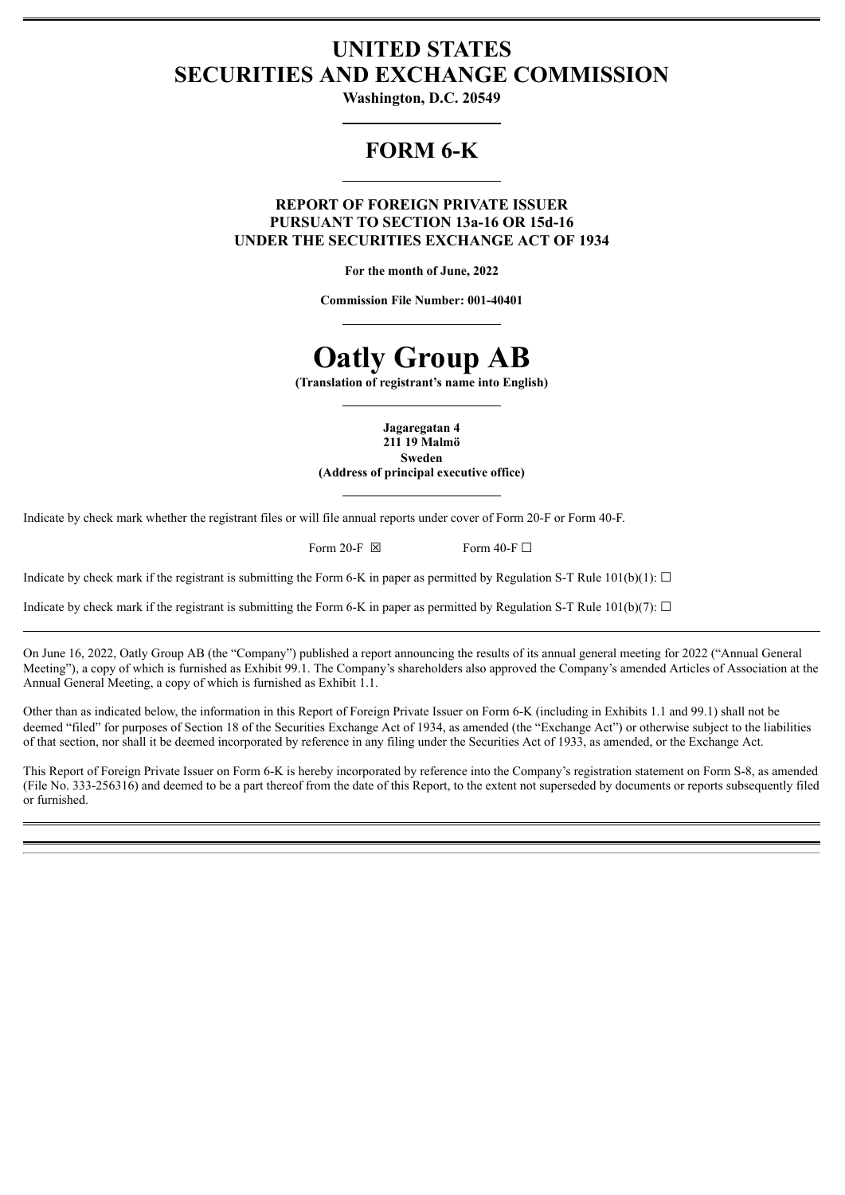# UNITED STATES
# SECURITIES AND EXCHANGE COMMISSION

**Washington, D.C. 20549**

## FORM 6-K

**REPORT OF FOREIGN PRIVATE ISSUER**
**PURSUANT TO SECTION 13a-16 OR 15d-16**
**UNDER THE SECURITIES EXCHANGE ACT OF 1934**

**For the month of June, 2022**

**Commission File Number: 001-40401**

# Oatly Group AB

**(Translation of registrant's name into English)**

**Jagaregatan 4**
**211 19 Malmö**
**Sweden**
**(Address of principal executive office)**

Indicate by check mark whether the registrant files or will file annual reports under cover of Form 20-F or Form 40-F.

Form 20-F ☒ Form 40-F ☐

Indicate by check mark if the registrant is submitting the Form 6-K in paper as permitted by Regulation S-T Rule 101(b)(1): ☐

Indicate by check mark if the registrant is submitting the Form 6-K in paper as permitted by Regulation S-T Rule 101(b)(7): ☐

On June 16, 2022, Oatly Group AB (the "Company") published a report announcing the results of its annual general meeting for 2022 ("Annual General Meeting"), a copy of which is furnished as Exhibit 99.1. The Company's shareholders also approved the Company's amended Articles of Association at the Annual General Meeting, a copy of which is furnished as Exhibit 1.1.

Other than as indicated below, the information in this Report of Foreign Private Issuer on Form 6-K (including in Exhibits 1.1 and 99.1) shall not be deemed "filed" for purposes of Section 18 of the Securities Exchange Act of 1934, as amended (the "Exchange Act") or otherwise subject to the liabilities of that section, nor shall it be deemed incorporated by reference in any filing under the Securities Act of 1933, as amended, or the Exchange Act.

This Report of Foreign Private Issuer on Form 6-K is hereby incorporated by reference into the Company's registration statement on Form S-8, as amended (File No. 333-256316) and deemed to be a part thereof from the date of this Report, to the extent not superseded by documents or reports subsequently filed or furnished.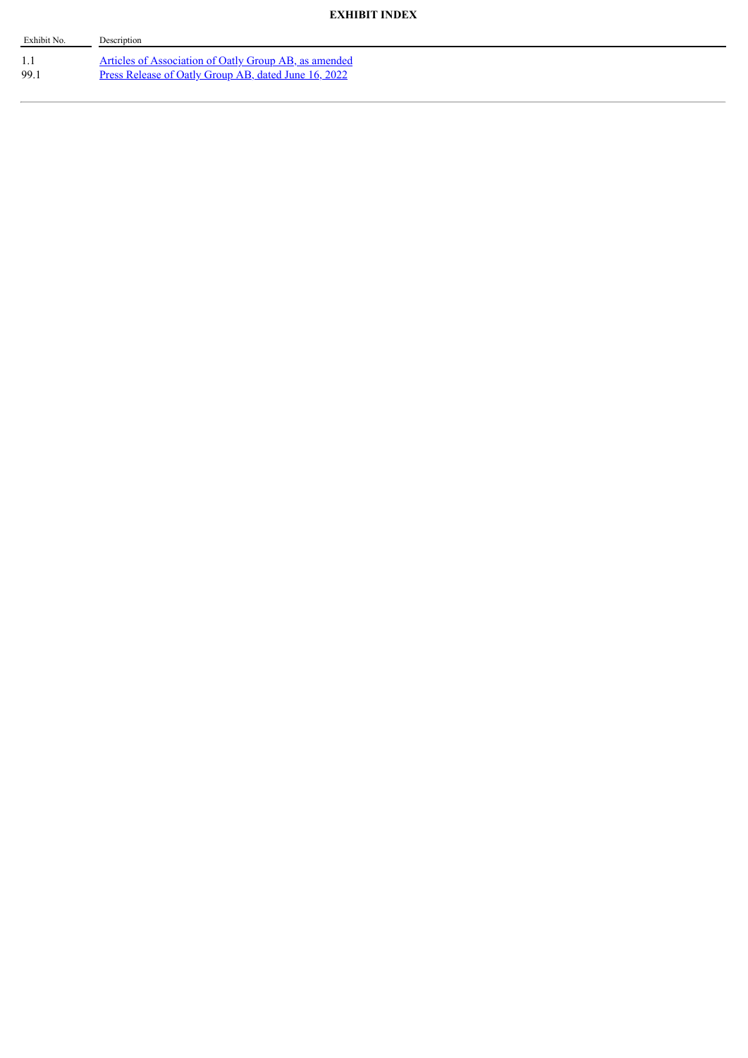**EXHIBIT INDEX**

| Exhibit No. | Description |
| --- | --- |
| 1.1 | Articles of Association of Oatly Group AB, as amended |
| 99.1 | Press Release of Oatly Group AB, dated June 16, 2022 |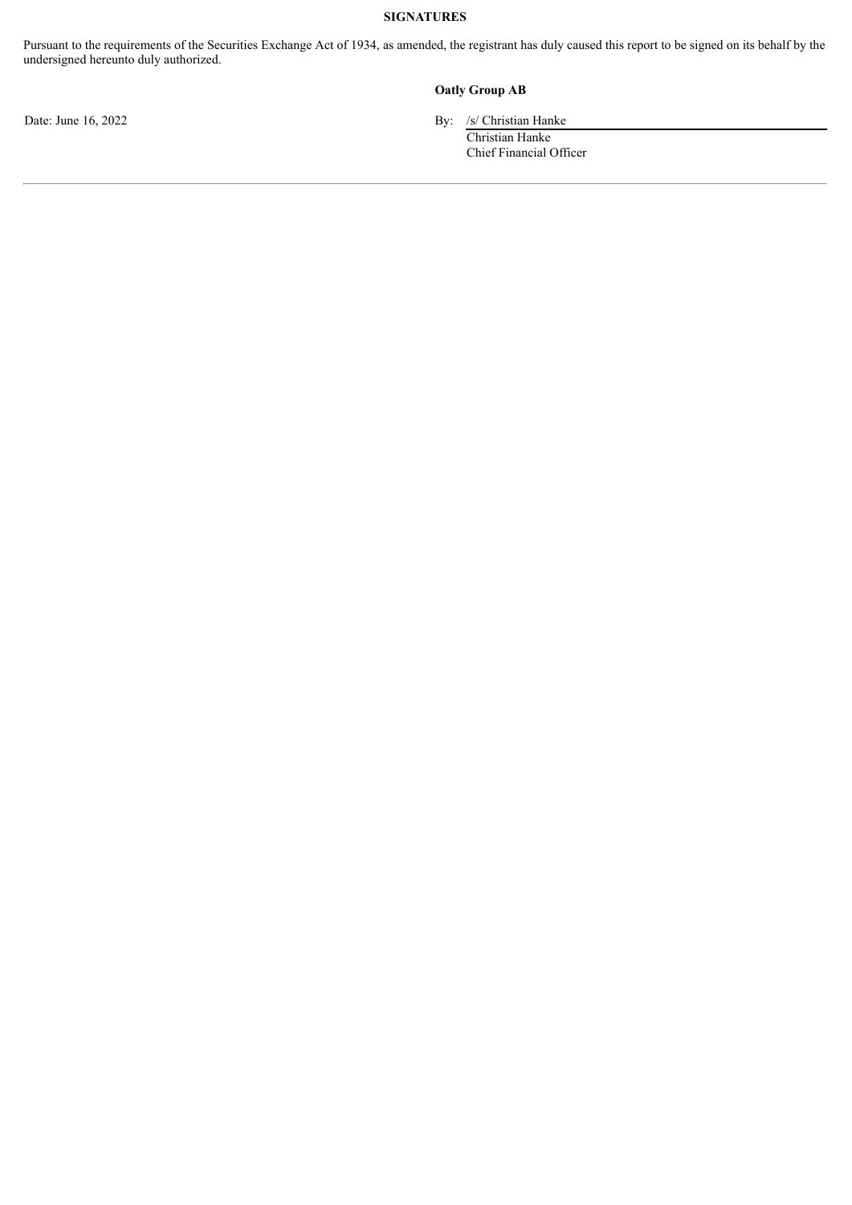**SIGNATURES**

Pursuant to the requirements of the Securities Exchange Act of 1934, as amended, the registrant has duly caused this report to be signed on its behalf by the undersigned hereunto duly authorized.

**Oatly Group AB**

Date: June 16, 2022

By: /s/ Christian Hanke
Christian Hanke
Chief Financial Officer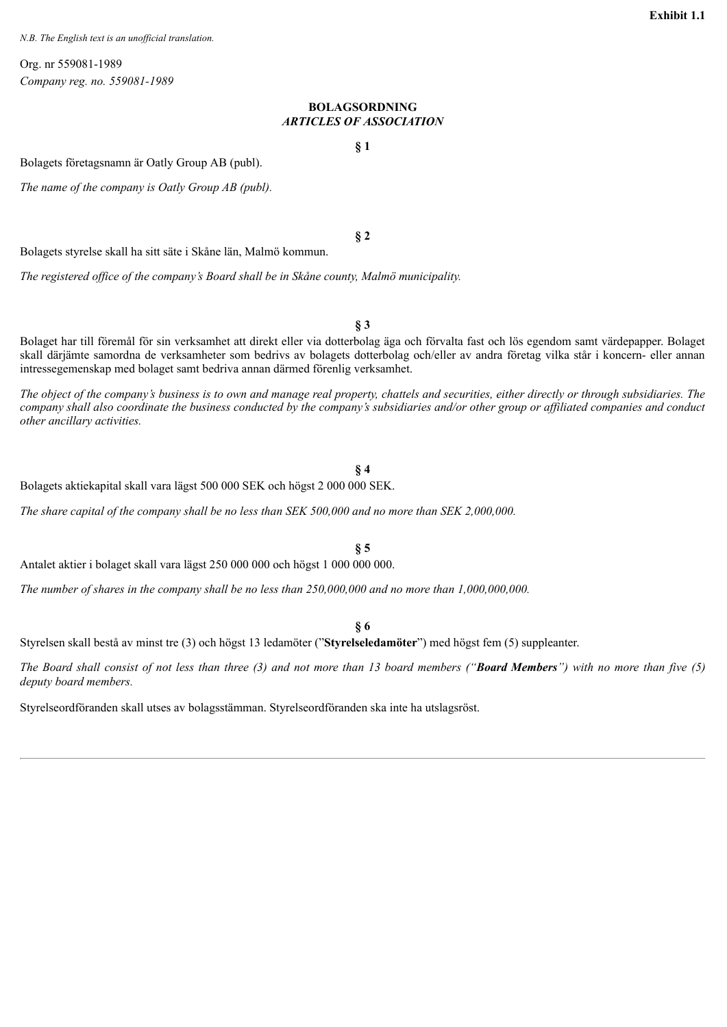**Exhibit 1.1**

*N.B. The English text is an unofficial translation.*

Org. nr 559081-1989

*Company reg. no. 559081-1989*

## BOLAGSORDNING
## *ARTICLES OF ASSOCIATION*

**§ 1**

Bolagets företagsnamn är Oatly Group AB (publ).

*The name of the company is Oatly Group AB (publ).*

**§ 2**

Bolagets styrelse skall ha sitt säte i Skåne län, Malmö kommun.

*The registered office of the company's Board shall be in Skåne county, Malmö municipality.*

**§ 3**

Bolaget har till föremål för sin verksamhet att direkt eller via dotterbolag äga och förvalta fast och lös egendom samt värdepapper. Bolaget skall därjämte samordna de verksamheter som bedrivs av bolagets dotterbolag och/eller av andra företag vilka står i koncern- eller annan intressegemenskap med bolaget samt bedriva annan därmed förenlig verksamhet.

*The object of the company's business is to own and manage real property, chattels and securities, either directly or through subsidiaries. The company shall also coordinate the business conducted by the company's subsidiaries and/or other group or affiliated companies and conduct other ancillary activities.*

**§ 4**

Bolagets aktiekapital skall vara lägst 500 000 SEK och högst 2 000 000 SEK.

*The share capital of the company shall be no less than SEK 500,000 and no more than SEK 2,000,000.*

**§ 5**

Antalet aktier i bolaget skall vara lägst 250 000 000 och högst 1 000 000 000.

*The number of shares in the company shall be no less than 250,000,000 and no more than 1,000,000,000.*

**§ 6**

Styrelsen skall bestå av minst tre (3) och högst 13 ledamöter ("**Styrelseledamöter**") med högst fem (5) suppleanter.

*The Board shall consist of not less than three (3) and not more than 13 board members ("**Board Members**") with no more than five (5) deputy board members.*

Styrelseordföranden skall utses av bolagsstämman. Styrelseordföranden ska inte ha utslagsröst.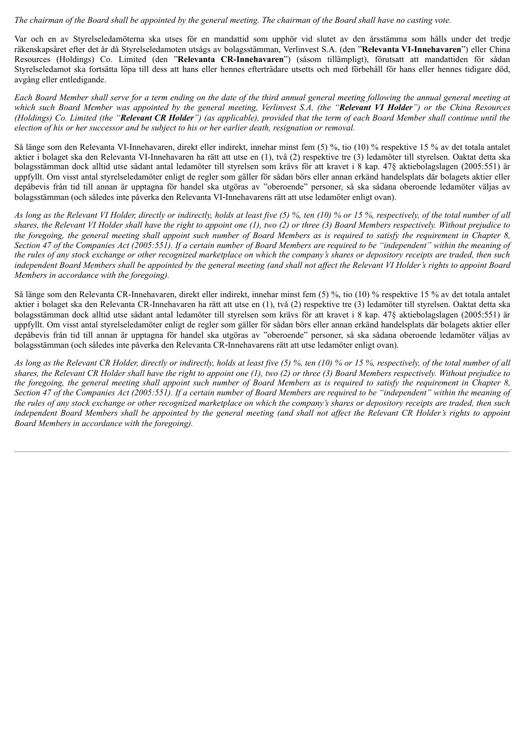*The chairman of the Board shall be appointed by the general meeting. The chairman of the Board shall have no casting vote.*

Var och en av Styrelseledamöterna ska utses för en mandattid som upphör vid slutet av den årsstämma som hålls under det tredje räkenskapsåret efter det år då Styrelseledamoten utsågs av bolagsstämman, Verlinvest S.A. (den "**Relevanta VI-Innehavaren**") eller China Resources (Holdings) Co. Limited (den "**Relevanta CR-Innehavaren**") (såsom tillämpligt), förutsatt att mandattiden för sådan Styrelseledamot ska fortsätta löpa till dess att hans eller hennes efterträdare utsetts och med förbehåll för hans eller hennes tidigare död, avgång eller entledigande.

*Each Board Member shall serve for a term ending on the date of the third annual general meeting following the annual general meeting at which such Board Member was appointed by the general meeting, Verlinvest S.A. (the "**Relevant VI Holder**") or the China Resources (Holdings) Co. Limited (the "**Relevant CR Holder**") (as applicable), provided that the term of each Board Member shall continue until the election of his or her successor and be subject to his or her earlier death, resignation or removal.*

Så länge som den Relevanta VI-Innehavaren, direkt eller indirekt, innehar minst fem (5) %, tio (10) % respektive 15 % av det totala antalet aktier i bolaget ska den Relevanta VI-Innehavaren ha rätt att utse en (1), två (2) respektive tre (3) ledamöter till styrelsen. Oaktat detta ska bolagsstämman dock alltid utse sådant antal ledamöter till styrelsen som krävs för att kravet i 8 kap. 47§ aktiebolagslagen (2005:551) är uppfyllt. Om visst antal styrelseledamöter enligt de regler som gäller för sådan börs eller annan erkänd handelsplats där bolagets aktier eller depåbevis från tid till annan är upptagna för handel ska utgöras av "oberoende" personer, så ska sådana oberoende ledamöter väljas av bolagsstämman (och således inte påverka den Relevanta VI-Innehavarens rätt att utse ledamöter enligt ovan).

*As long as the Relevant VI Holder, directly or indirectly, holds at least five (5) %, ten (10) % or 15 %, respectively, of the total number of all shares, the Relevant VI Holder shall have the right to appoint one (1), two (2) or three (3) Board Members respectively. Without prejudice to the foregoing, the general meeting shall appoint such number of Board Members as is required to satisfy the requirement in Chapter 8, Section 47 of the Companies Act (2005:551). If a certain number of Board Members are required to be "independent" within the meaning of the rules of any stock exchange or other recognized marketplace on which the company's shares or depository receipts are traded, then such independent Board Members shall be appointed by the general meeting (and shall not affect the Relevant VI Holder's rights to appoint Board Members in accordance with the foregoing).*

Så länge som den Relevanta CR-Innehavaren, direkt eller indirekt, innehar minst fem (5) %, tio (10) % respektive 15 % av det totala antalet aktier i bolaget ska den Relevanta CR-Innehavaren ha rätt att utse en (1), två (2) respektive tre (3) ledamöter till styrelsen. Oaktat detta ska bolagsstämman dock alltid utse sådant antal ledamöter till styrelsen som krävs för att kravet i 8 kap. 47§ aktiebolagslagen (2005:551) är uppfyllt. Om visst antal styrelseledamöter enligt de regler som gäller för sådan börs eller annan erkänd handelsplats där bolagets aktier eller depåbevis från tid till annan är upptagna för handel ska utgöras av "oberoende" personer, så ska sådana oberoende ledamöter väljas av bolagsstämman (och således inte påverka den Relevanta CR-Innehavarens rätt att utse ledamöter enligt ovan).

*As long as the Relevant CR Holder, directly or indirectly, holds at least five (5) %, ten (10) % or 15 %, respectively, of the total number of all shares, the Relevant CR Holder shall have the right to appoint one (1), two (2) or three (3) Board Members respectively. Without prejudice to the foregoing, the general meeting shall appoint such number of Board Members as is required to satisfy the requirement in Chapter 8, Section 47 of the Companies Act (2005:551). If a certain number of Board Members are required to be "independent" within the meaning of the rules of any stock exchange or other recognized marketplace on which the company's shares or depository receipts are traded, then such independent Board Members shall be appointed by the general meeting (and shall not affect the Relevant CR Holder's rights to appoint Board Members in accordance with the foregoing).*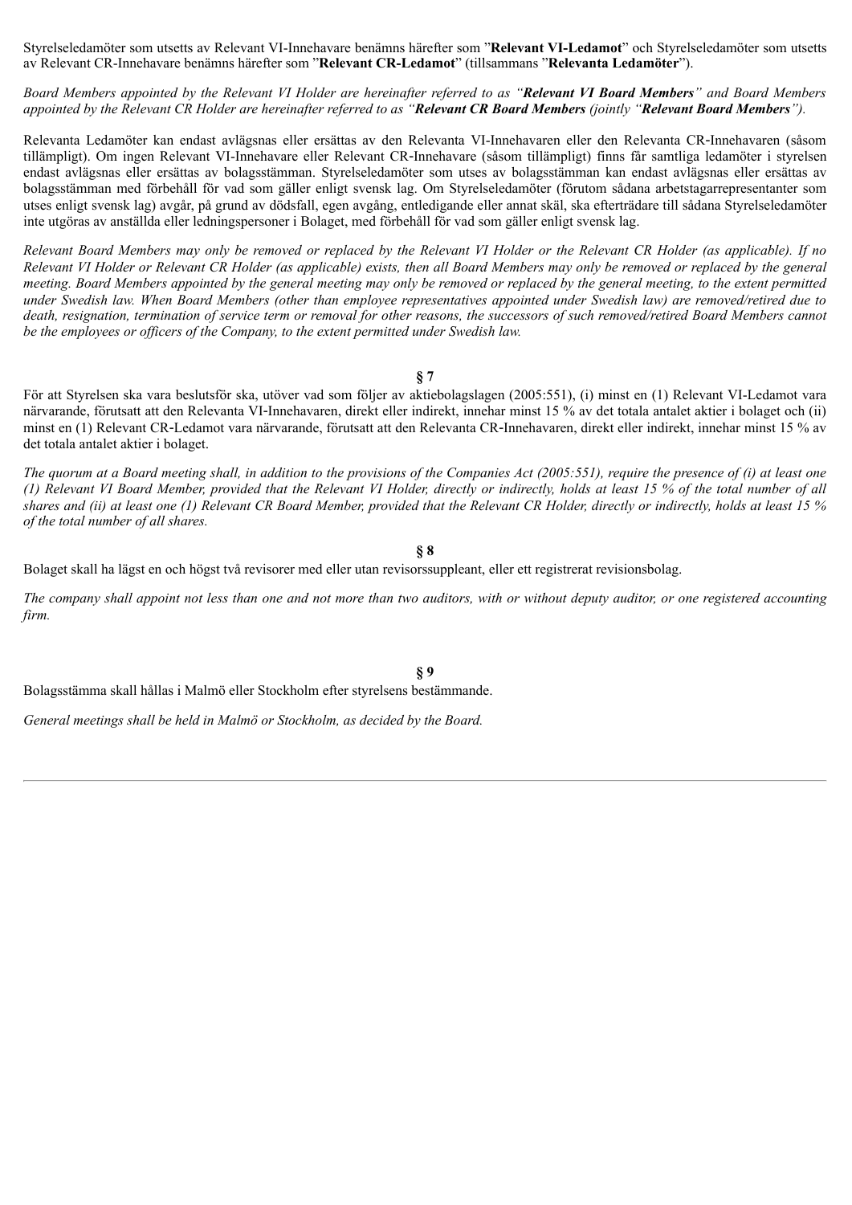Styrelseledamöter som utsetts av Relevant VI-Innehavare benämns härefter som "**Relevant VI-Ledamot**" och Styrelseledamöter som utsetts av Relevant CR-Innehavare benämns härefter som "**Relevant CR-Ledamot**" (tillsammans "**Relevanta Ledamöter**").

*Board Members appointed by the Relevant VI Holder are hereinafter referred to as "**Relevant VI Board Members**" and Board Members appointed by the Relevant CR Holder are hereinafter referred to as "**Relevant CR Board Members** (jointly "**Relevant Board Members**").*

Relevanta Ledamöter kan endast avlägsnas eller ersättas av den Relevanta VI-Innehavaren eller den Relevanta CR-Innehavaren (såsom tillämpligt). Om ingen Relevant VI-Innehavare eller Relevant CR-Innehavare (såsom tillämpligt) finns får samtliga ledamöter i styrelsen endast avlägsnas eller ersättas av bolagsstämman. Styrelseledamöter som utses av bolagsstämman kan endast avlägsnas eller ersättas av bolagsstämman med förbehåll för vad som gäller enligt svensk lag. Om Styrelseledamöter (förutom sådana arbetstagarrepresentanter som utses enligt svensk lag) avgår, på grund av dödsfall, egen avgång, entledigande eller annat skäl, ska efterträdare till sådana Styrelseledamöter inte utgöras av anställda eller ledningspersoner i Bolaget, med förbehåll för vad som gäller enligt svensk lag.

*Relevant Board Members may only be removed or replaced by the Relevant VI Holder or the Relevant CR Holder (as applicable). If no Relevant VI Holder or Relevant CR Holder (as applicable) exists, then all Board Members may only be removed or replaced by the general meeting. Board Members appointed by the general meeting may only be removed or replaced by the general meeting, to the extent permitted under Swedish law. When Board Members (other than employee representatives appointed under Swedish law) are removed/retired due to death, resignation, termination of service term or removal for other reasons, the successors of such removed/retired Board Members cannot be the employees or officers of the Company, to the extent permitted under Swedish law.*

**§ 7**

För att Styrelsen ska vara beslutsför ska, utöver vad som följer av aktiebolagslagen (2005:551), (i) minst en (1) Relevant VI-Ledamot vara närvarande, förutsatt att den Relevanta VI-Innehavaren, direkt eller indirekt, innehar minst 15 % av det totala antalet aktier i bolaget och (ii) minst en (1) Relevant CR-Ledamot vara närvarande, förutsatt att den Relevanta CR-Innehavaren, direkt eller indirekt, innehar minst 15 % av det totala antalet aktier i bolaget.

*The quorum at a Board meeting shall, in addition to the provisions of the Companies Act (2005:551), require the presence of (i) at least one (1) Relevant VI Board Member, provided that the Relevant VI Holder, directly or indirectly, holds at least 15 % of the total number of all shares and (ii) at least one (1) Relevant CR Board Member, provided that the Relevant CR Holder, directly or indirectly, holds at least 15 % of the total number of all shares.*

**§ 8**

Bolaget skall ha lägst en och högst två revisorer med eller utan revisorssuppleant, eller ett registrerat revisionsbolag.

*The company shall appoint not less than one and not more than two auditors, with or without deputy auditor, or one registered accounting firm.*

**§ 9**

Bolagsstämma skall hållas i Malmö eller Stockholm efter styrelsens bestämmande.

*General meetings shall be held in Malmö or Stockholm, as decided by the Board.*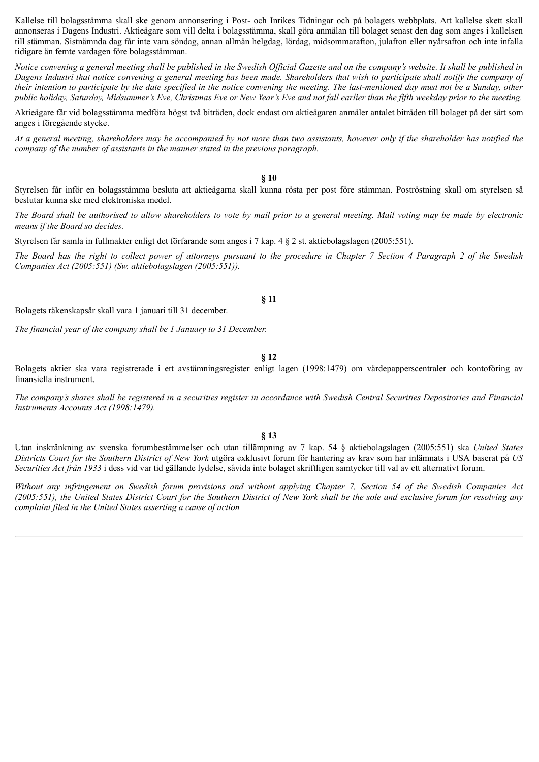Kallelse till bolagsstämma skall ske genom annonsering i Post- och Inrikes Tidningar och på bolagets webbplats. Att kallelse skett skall annonseras i Dagens Industri. Aktieägare som vill delta i bolagsstämma, skall göra anmälan till bolaget senast den dag som anges i kallelsen till stämman. Sistnämnda dag får inte vara söndag, annan allmän helgdag, lördag, midsommarafton, julafton eller nyårsafton och inte infalla tidigare än femte vardagen före bolagsstämman.

*Notice convening a general meeting shall be published in the Swedish Official Gazette and on the company's website. It shall be published in Dagens Industri that notice convening a general meeting has been made. Shareholders that wish to participate shall notify the company of their intention to participate by the date specified in the notice convening the meeting. The last-mentioned day must not be a Sunday, other public holiday, Saturday, Midsummer's Eve, Christmas Eve or New Year's Eve and not fall earlier than the fifth weekday prior to the meeting.*

Aktieägare får vid bolagsstämma medföra högst två biträden, dock endast om aktieägaren anmäler antalet biträden till bolaget på det sätt som anges i föregående stycke.

*At a general meeting, shareholders may be accompanied by not more than two assistants, however only if the shareholder has notified the company of the number of assistants in the manner stated in the previous paragraph.*

**§ 10**

Styrelsen får inför en bolagsstämma besluta att aktieägarna skall kunna rösta per post före stämman. Poströstning skall om styrelsen så beslutar kunna ske med elektroniska medel.

*The Board shall be authorised to allow shareholders to vote by mail prior to a general meeting. Mail voting may be made by electronic means if the Board so decides.*

Styrelsen får samla in fullmakter enligt det förfarande som anges i 7 kap. 4 § 2 st. aktiebolagslagen (2005:551).

*The Board has the right to collect power of attorneys pursuant to the procedure in Chapter 7 Section 4 Paragraph 2 of the Swedish Companies Act (2005:551) (Sw. aktiebolagslagen (2005:551)).*

**§ 11**

Bolagets räkenskapsår skall vara 1 januari till 31 december.

*The financial year of the company shall be 1 January to 31 December.*

**§ 12**

Bolagets aktier ska vara registrerade i ett avstämningsregister enligt lagen (1998:1479) om värdepapperscentraler och kontoföring av finansiella instrument.

*The company's shares shall be registered in a securities register in accordance with Swedish Central Securities Depositories and Financial Instruments Accounts Act (1998:1479).*

**§ 13**

Utan inskränkning av svenska forumbestämmelser och utan tillämpning av 7 kap. 54 § aktiebolagslagen (2005:551) ska *United States Districts Court for the Southern District of New York* utgöra exklusivt forum för hantering av krav som har inlämnats i USA baserat på *US Securities Act från 1933* i dess vid var tid gällande lydelse, såvida inte bolaget skriftligen samtycker till val av ett alternativt forum.

*Without any infringement on Swedish forum provisions and without applying Chapter 7, Section 54 of the Swedish Companies Act (2005:551), the United States District Court for the Southern District of New York shall be the sole and exclusive forum for resolving any complaint filed in the United States asserting a cause of action*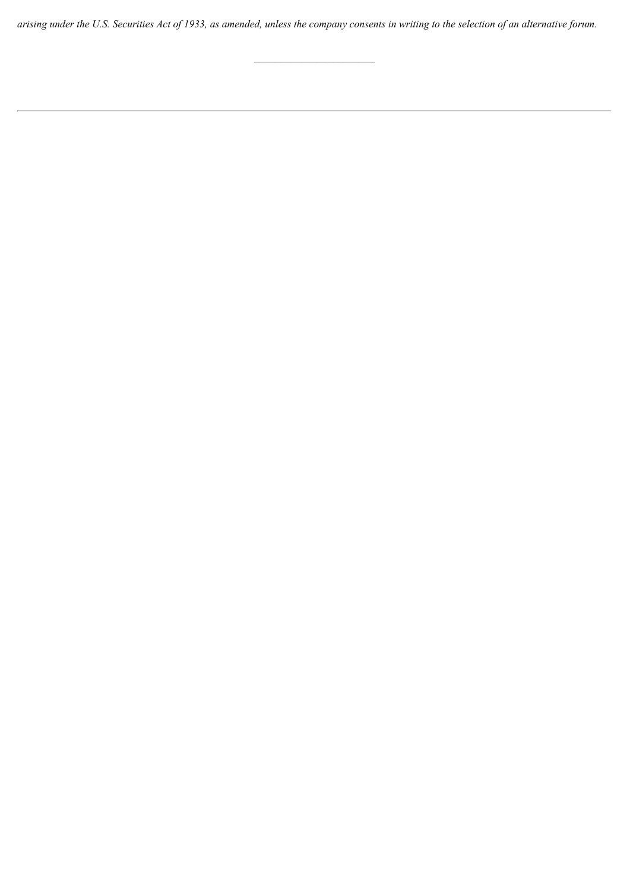*arising under the U.S. Securities Act of 1933, as amended, unless the company consents in writing to the selection of an alternative forum.*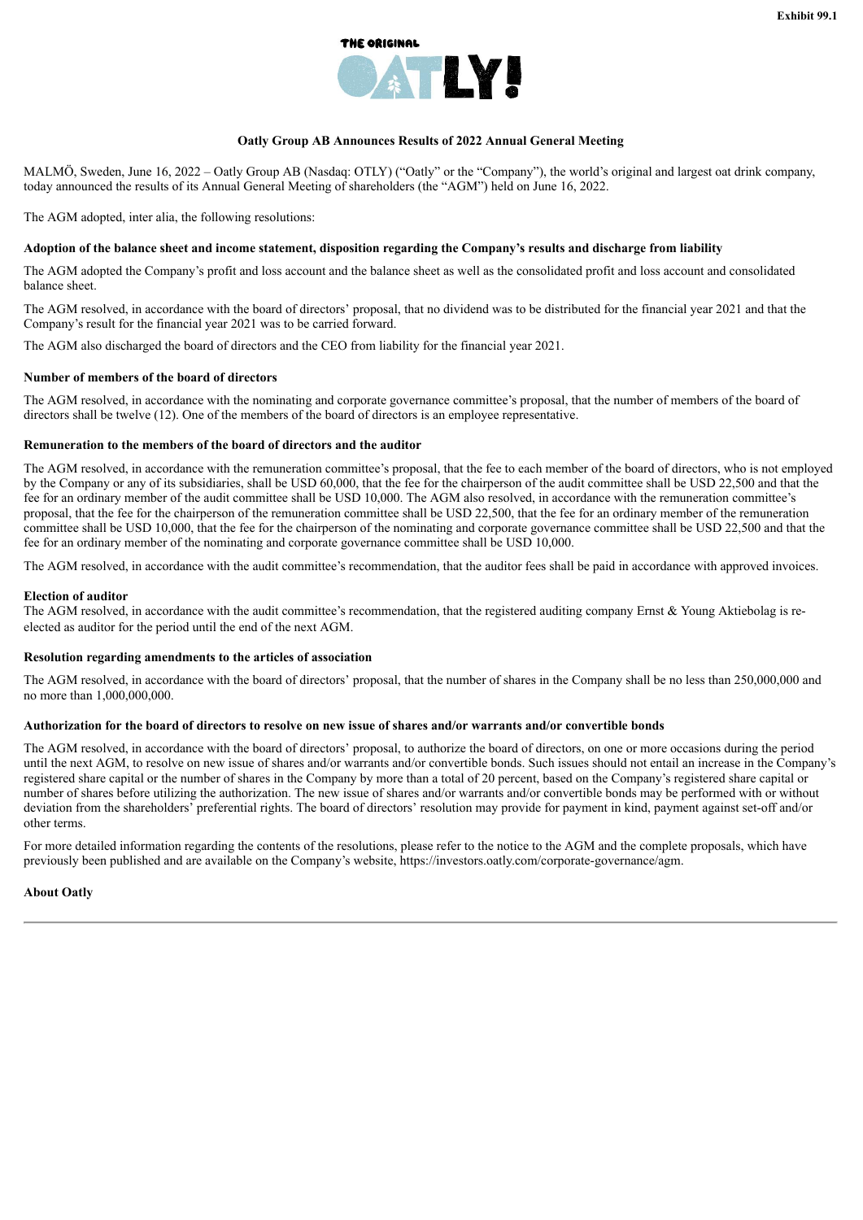Exhibit 99.1

# Oatly Group AB Announces Results of 2022 Annual General Meeting

MALMÖ, Sweden, June 16, 2022 – Oatly Group AB (Nasdaq: OTLY) ("Oatly" or the "Company"), the world's original and largest oat drink company, today announced the results of its Annual General Meeting of shareholders (the "AGM") held on June 16, 2022.

The AGM adopted, inter alia, the following resolutions:

**Adoption of the balance sheet and income statement, disposition regarding the Company's results and discharge from liability**

The AGM adopted the Company's profit and loss account and the balance sheet as well as the consolidated profit and loss account and consolidated balance sheet.

The AGM resolved, in accordance with the board of directors' proposal, that no dividend was to be distributed for the financial year 2021 and that the Company's result for the financial year 2021 was to be carried forward.

The AGM also discharged the board of directors and the CEO from liability for the financial year 2021.

**Number of members of the board of directors**

The AGM resolved, in accordance with the nominating and corporate governance committee's proposal, that the number of members of the board of directors shall be twelve (12). One of the members of the board of directors is an employee representative.

**Remuneration to the members of the board of directors and the auditor**

The AGM resolved, in accordance with the remuneration committee's proposal, that the fee to each member of the board of directors, who is not employed by the Company or any of its subsidiaries, shall be USD 60,000, that the fee for the chairperson of the audit committee shall be USD 22,500 and that the fee for an ordinary member of the audit committee shall be USD 10,000. The AGM also resolved, in accordance with the remuneration committee's proposal, that the fee for the chairperson of the remuneration committee shall be USD 22,500, that the fee for an ordinary member of the remuneration committee shall be USD 10,000, that the fee for the chairperson of the nominating and corporate governance committee shall be USD 22,500 and that the fee for an ordinary member of the nominating and corporate governance committee shall be USD 10,000.

The AGM resolved, in accordance with the audit committee's recommendation, that the auditor fees shall be paid in accordance with approved invoices.

**Election of auditor**

The AGM resolved, in accordance with the audit committee's recommendation, that the registered auditing company Ernst & Young Aktiebolag is re-elected as auditor for the period until the end of the next AGM.

**Resolution regarding amendments to the articles of association**

The AGM resolved, in accordance with the board of directors' proposal, that the number of shares in the Company shall be no less than 250,000,000 and no more than 1,000,000,000.

**Authorization for the board of directors to resolve on new issue of shares and/or warrants and/or convertible bonds**

The AGM resolved, in accordance with the board of directors' proposal, to authorize the board of directors, on one or more occasions during the period until the next AGM, to resolve on new issue of shares and/or warrants and/or convertible bonds. Such issues should not entail an increase in the Company's registered share capital or the number of shares in the Company by more than a total of 20 percent, based on the Company's registered share capital or number of shares before utilizing the authorization. The new issue of shares and/or warrants and/or convertible bonds may be performed with or without deviation from the shareholders' preferential rights. The board of directors' resolution may provide for payment in kind, payment against set-off and/or other terms.

For more detailed information regarding the contents of the resolutions, please refer to the notice to the AGM and the complete proposals, which have previously been published and are available on the Company's website, https://investors.oatly.com/corporate-governance/agm.

**About Oatly**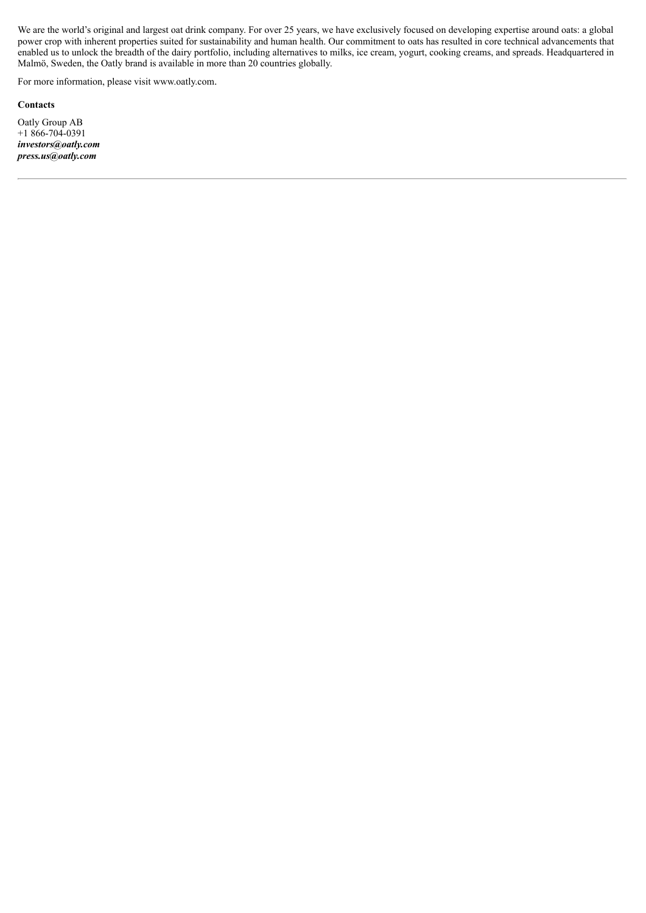We are the world's original and largest oat drink company. For over 25 years, we have exclusively focused on developing expertise around oats: a global power crop with inherent properties suited for sustainability and human health. Our commitment to oats has resulted in core technical advancements that enabled us to unlock the breadth of the dairy portfolio, including alternatives to milks, ice cream, yogurt, cooking creams, and spreads. Headquartered in Malmö, Sweden, the Oatly brand is available in more than 20 countries globally.

For more information, please visit www.oatly.com.

**Contacts**

Oatly Group AB
+1 866-704-0391
***investors@oatly.com***
***press.us@oatly.com***